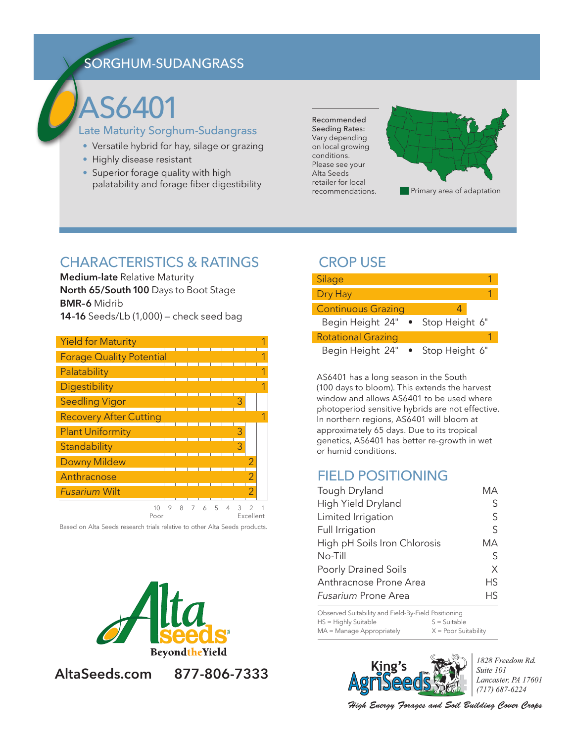SORGHUM-SUDANGRASS

# AS6401

## Late Maturity Sorghum-Sudangrass

- Versatile hybrid for hay, silage or grazing
- Highly disease resistant
- Superior forage quality with high palatability and forage fiber digestibility

Recommended Seeding Rates: Vary depending on local growing conditions. Please see your Alta Seeds retailer for local recommendations.

Primary area of adaptation

## CHARACTERISTICS & RATINGS

**Medium-late** Relative Maturity
**North 65/South 100** Days to Boot Stage
**BMR-6** Midrib
**14–16** Seeds/Lb (1,000) – check seed bag

| Characteristic | Rating |
|---|---|
| Yield for Maturity | 1 |
| Forage Quality Potential | 1 |
| Palatability | 1 |
| Digestibility | 1 |
| Seedling Vigor | 3 |
| Recovery After Cutting | 1 |
| Plant Uniformity | 3 |
| Standability | 3 |
| Downy Mildew | 2 |
| Anthracnose | 2 |
| *Fusarium* Wilt | 2 |

Scale: 10 (Poor) – 1 (Excellent)

Based on Alta Seeds research trials relative to other Alta Seeds products.

## CROP USE

| Use | Rating |
|---|---|
| Silage | 1 |
| Dry Hay | 1 |
| Continuous Grazing | 4 |
| Begin Height 24" • Stop Height 6" | |
| Rotational Grazing | 1 |
| Begin Height 24" • Stop Height 6" | |

AS6401 has a long season in the South (100 days to bloom). This extends the harvest window and allows AS6401 to be used where photoperiod sensitive hybrids are not effective. In northern regions, AS6401 will bloom at approximately 65 days. Due to its tropical genetics, AS6401 has better re-growth in wet or humid conditions.

## FIELD POSITIONING

| Field Condition | Rating |
|---|---|
| Tough Dryland | MA |
| High Yield Dryland | S |
| Limited Irrigation | S |
| Full Irrigation | S |
| High pH Soils Iron Chlorosis | MA |
| No-Till | S |
| Poorly Drained Soils | X |
| Anthracnose Prone Area | HS |
| *Fusarium* Prone Area | HS |

Observed Suitability and Field-By-Field Positioning
HS = Highly Suitable S = Suitable
MA = Manage Appropriately X = Poor Suitability

Alta seeds BeyondtheYield

AltaSeeds.com 877-806-7333

King's AgriSeeds Inc.
1828 Freedom Rd.
Suite 101
Lancaster, PA 17601
(717) 687-6224

*High Energy Forages and Soil Building Cover Crops*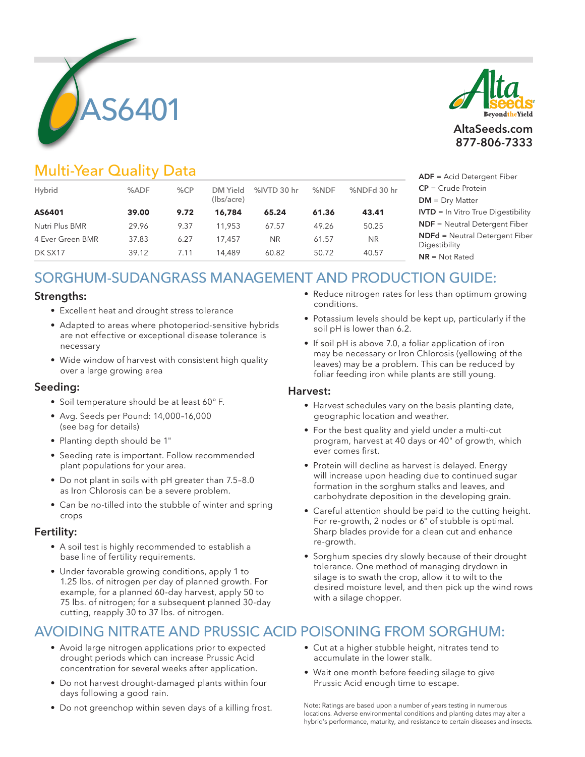# AS6401

AltaSeeds.com
877-806-7333

## Multi-Year Quality Data

| Hybrid | %ADF | %CP | DM Yield (lbs/acre) | %IVTD 30 hr | %NDF | %NDFd 30 hr |
|---|---|---|---|---|---|---|
| **AS6401** | **39.00** | **9.72** | **16,784** | **65.24** | **61.36** | **43.41** |
| Nutri Plus BMR | 29.96 | 9.37 | 11,953 | 67.57 | 49.26 | 50.25 |
| 4 Ever Green BMR | 37.83 | 6.27 | 17,457 | NR | 61.57 | NR |
| DK SX17 | 39.12 | 7.11 | 14,489 | 60.82 | 50.72 | 40.57 |

**ADF** = Acid Detergent Fiber
**CP** = Crude Protein
**DM** = Dry Matter
**IVTD** = In Vitro True Digestibility
**NDF** = Neutral Detergent Fiber
**NDFd** = Neutral Detergent Fiber Digestibility
**NR** = Not Rated

## SORGHUM-SUDANGRASS MANAGEMENT AND PRODUCTION GUIDE:

### Strengths:

- Excellent heat and drought stress tolerance
- Adapted to areas where photoperiod-sensitive hybrids are not effective or exceptional disease tolerance is necessary
- Wide window of harvest with consistent high quality over a large growing area

### Seeding:

- Soil temperature should be at least 60° F.
- Avg. Seeds per Pound: 14,000–16,000 (see bag for details)
- Planting depth should be 1"
- Seeding rate is important. Follow recommended plant populations for your area.
- Do not plant in soils with pH greater than 7.5–8.0 as Iron Chlorosis can be a severe problem.
- Can be no-tilled into the stubble of winter and spring crops

### Fertility:

- A soil test is highly recommended to establish a base line of fertility requirements.
- Under favorable growing conditions, apply 1 to 1.25 lbs. of nitrogen per day of planned growth. For example, for a planned 60-day harvest, apply 50 to 75 lbs. of nitrogen; for a subsequent planned 30-day cutting, reapply 30 to 37 lbs. of nitrogen.
- Reduce nitrogen rates for less than optimum growing conditions.
- Potassium levels should be kept up, particularly if the soil pH is lower than 6.2.
- If soil pH is above 7.0, a foliar application of iron may be necessary or Iron Chlorosis (yellowing of the leaves) may be a problem. This can be reduced by foliar feeding iron while plants are still young.

### Harvest:

- Harvest schedules vary on the basis planting date, geographic location and weather.
- For the best quality and yield under a multi-cut program, harvest at 40 days or 40" of growth, which ever comes first.
- Protein will decline as harvest is delayed. Energy will increase upon heading due to continued sugar formation in the sorghum stalks and leaves, and carbohydrate deposition in the developing grain.
- Careful attention should be paid to the cutting height. For re-growth, 2 nodes or 6" of stubble is optimal. Sharp blades provide for a clean cut and enhance re-growth.
- Sorghum species dry slowly because of their drought tolerance. One method of managing drydown in silage is to swath the crop, allow it to wilt to the desired moisture level, and then pick up the wind rows with a silage chopper.

## AVOIDING NITRATE AND PRUSSIC ACID POISONING FROM SORGHUM:

- Avoid large nitrogen applications prior to expected drought periods which can increase Prussic Acid concentration for several weeks after application.
- Do not harvest drought-damaged plants within four days following a good rain.
- Do not greenchop within seven days of a killing frost.
- Cut at a higher stubble height, nitrates tend to accumulate in the lower stalk.
- Wait one month before feeding silage to give Prussic Acid enough time to escape.

Note: Ratings are based upon a number of years testing in numerous locations. Adverse environmental conditions and planting dates may alter a hybrid's performance, maturity, and resistance to certain diseases and insects.